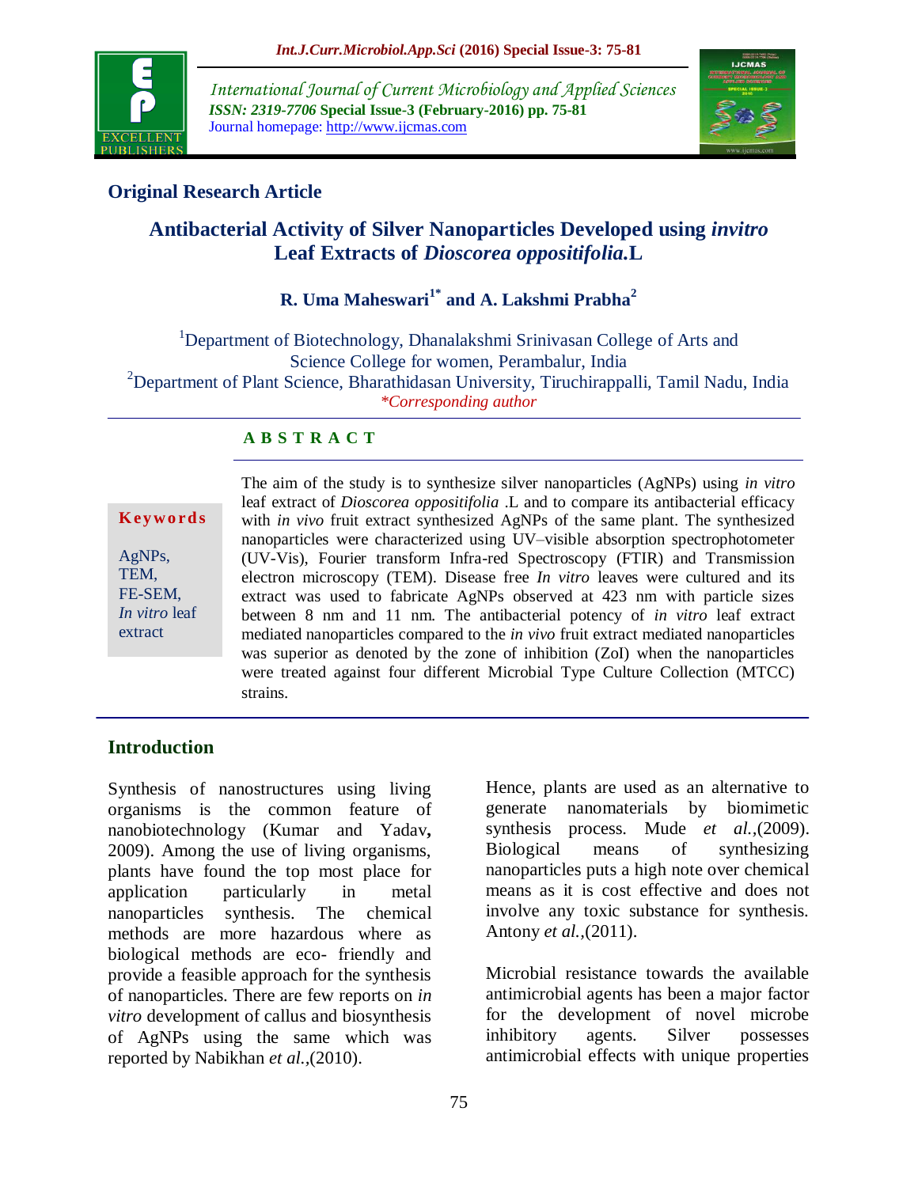**Original Research Article**

# Antibacterial Activity of Silver Nanoparticles Developed using *invitro* Leaf Extracts of *Dioscorea oppositifolia*.L

**R. Uma Maheswari[1*] and A. Lakshmi Prabha[2]**

[1]Department of Biotechnology, Dhanalakshmi Srinivasan College of Arts and Science College for women, Perambalur, India
[2]Department of Plant Science, Bharathidasan University, Tiruchirappalli, Tamil Nadu, India
*\*Corresponding author*

**Keywords**

AgNPs, TEM, FE-SEM, *In vitro* leaf extract

**A B S T R A C T**

The aim of the study is to synthesize silver nanoparticles (AgNPs) using *in vitro* leaf extract of *Dioscorea oppositifolia* .L and to compare its antibacterial efficacy with *in vivo* fruit extract synthesized AgNPs of the same plant. The synthesized nanoparticles were characterized using UV–visible absorption spectrophotometer (UV-Vis), Fourier transform Infra-red Spectroscopy (FTIR) and Transmission electron microscopy (TEM). Disease free *In vitro* leaves were cultured and its extract was used to fabricate AgNPs observed at 423 nm with particle sizes between 8 nm and 11 nm. The antibacterial potency of *in vitro* leaf extract mediated nanoparticles compared to the *in vivo* fruit extract mediated nanoparticles was superior as denoted by the zone of inhibition (ZoI) when the nanoparticles were treated against four different Microbial Type Culture Collection (MTCC) strains.

## Introduction

Synthesis of nanostructures using living organisms is the common feature of nanobiotechnology (Kumar and Yadav**,** 2009). Among the use of living organisms, plants have found the top most place for application particularly in metal nanoparticles synthesis. The chemical methods are more hazardous where as biological methods are eco- friendly and provide a feasible approach for the synthesis of nanoparticles. There are few reports on *in vitro* development of callus and biosynthesis of AgNPs using the same which was reported by Nabikhan *et al.*,(2010).

Hence, plants are used as an alternative to generate nanomaterials by biomimetic synthesis process. Mude *et al.*,(2009). Biological means of synthesizing nanoparticles puts a high note over chemical means as it is cost effective and does not involve any toxic substance for synthesis. Antony *et al.*,(2011).

Microbial resistance towards the available antimicrobial agents has been a major factor for the development of novel microbe inhibitory agents. Silver possesses antimicrobial effects with unique properties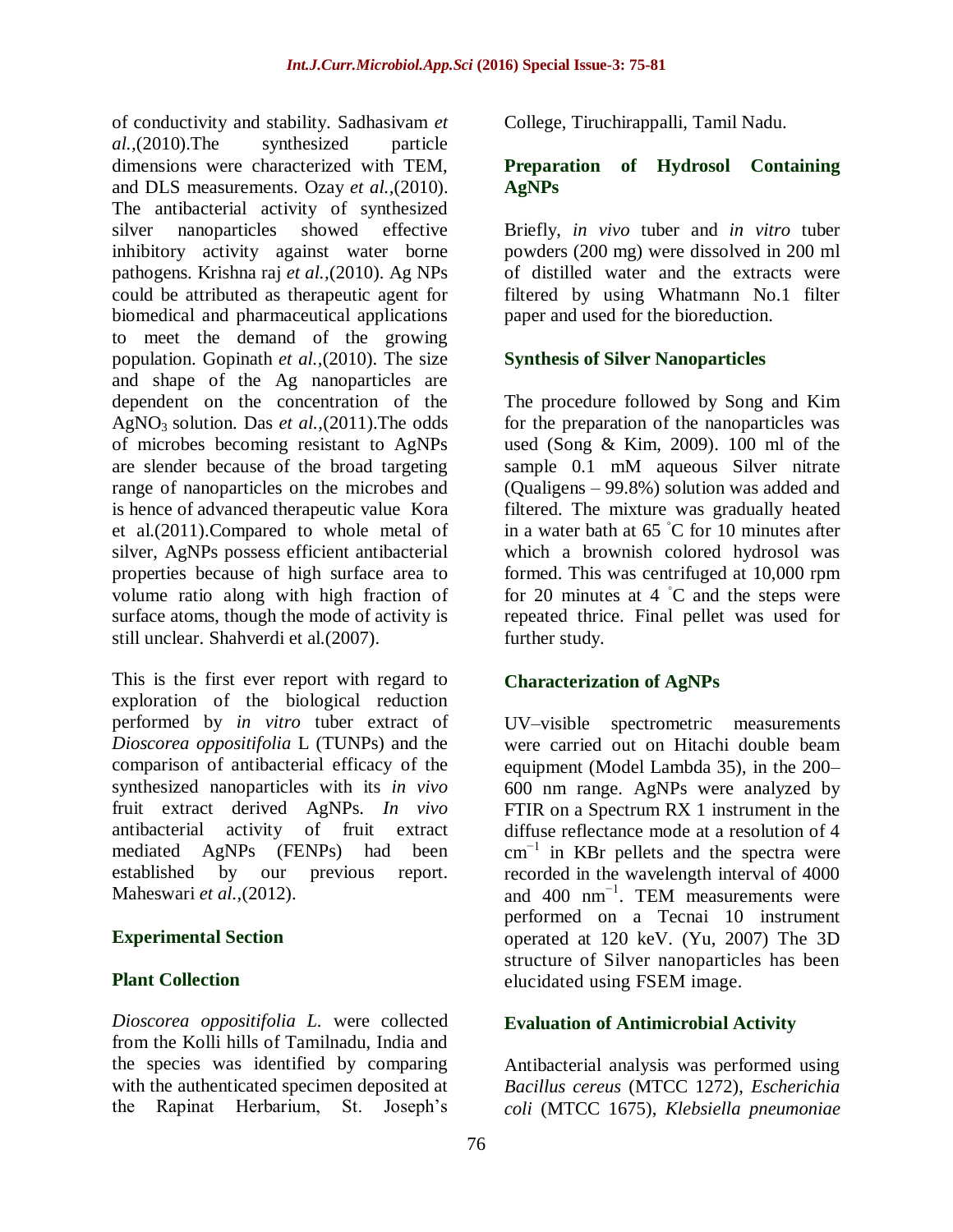of conductivity and stability. Sadhasivam *et al.*,(2010).The synthesized particle dimensions were characterized with TEM, and DLS measurements. Ozay *et al.*,(2010). The antibacterial activity of synthesized silver nanoparticles showed effective inhibitory activity against water borne pathogens. Krishna raj *et al.*,(2010). Ag NPs could be attributed as therapeutic agent for biomedical and pharmaceutical applications to meet the demand of the growing population. Gopinath *et al.*,(2010). The size and shape of the Ag nanoparticles are dependent on the concentration of the $AgNO_3$ solution. Das *et al.*,(2011).The odds of microbes becoming resistant to AgNPs are slender because of the broad targeting range of nanoparticles on the microbes and is hence of advanced therapeutic value Kora et al.(2011).Compared to whole metal of silver, AgNPs possess efficient antibacterial properties because of high surface area to volume ratio along with high fraction of surface atoms, though the mode of activity is still unclear. Shahverdi et al.(2007).

This is the first ever report with regard to exploration of the biological reduction performed by *in vitro* tuber extract of *Dioscorea oppositifolia* L (TUNPs) and the comparison of antibacterial efficacy of the synthesized nanoparticles with its *in vivo* fruit extract derived AgNPs. *In vivo* antibacterial activity of fruit extract mediated AgNPs (FENPs) had been established by our previous report. Maheswari *et al.*,(2012).

## Experimental Section

### Plant Collection

*Dioscorea oppositifolia L.* were collected from the Kolli hills of Tamilnadu, India and the species was identified by comparing with the authenticated specimen deposited at the Rapinat Herbarium, St. Joseph's College, Tiruchirappalli, Tamil Nadu.

### Preparation of Hydrosol Containing AgNPs

Briefly, *in vivo* tuber and *in vitro* tuber powders (200 mg) were dissolved in 200 ml of distilled water and the extracts were filtered by using Whatmann No.1 filter paper and used for the bioreduction.

### Synthesis of Silver Nanoparticles

The procedure followed by Song and Kim for the preparation of the nanoparticles was used (Song & Kim, 2009). 100 ml of the sample 0.1 mM aqueous Silver nitrate (Qualigens – 99.8%) solution was added and filtered. The mixture was gradually heated in a water bath at 65 ˚C for 10 minutes after which a brownish colored hydrosol was formed. This was centrifuged at 10,000 rpm for 20 minutes at 4 ˚C and the steps were repeated thrice. Final pellet was used for further study.

### Characterization of AgNPs

UV–visible spectrometric measurements were carried out on Hitachi double beam equipment (Model Lambda 35), in the 200–600 nm range. AgNPs were analyzed by FTIR on a Spectrum RX 1 instrument in the diffuse reflectance mode at a resolution of 4 $cm^{-1}$ in KBr pellets and the spectra were recorded in the wavelength interval of 4000 and 400 $nm^{-1}$. TEM measurements were performed on a Tecnai 10 instrument operated at 120 keV. (Yu, 2007) The 3D structure of Silver nanoparticles has been elucidated using FSEM image.

### Evaluation of Antimicrobial Activity

Antibacterial analysis was performed using *Bacillus cereus* (MTCC 1272), *Escherichia coli* (MTCC 1675), *Klebsiella pneumoniae*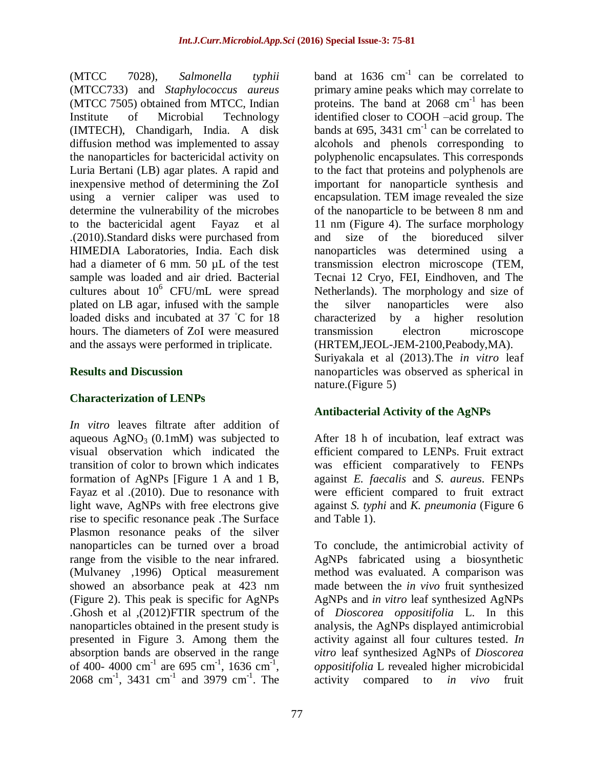(MTCC 7028), *Salmonella typhii* (MTCC733) and *Staphylococcus aureus* (MTCC 7505) obtained from MTCC, Indian Institute of Microbial Technology (IMTECH), Chandigarh, India. A disk diffusion method was implemented to assay the nanoparticles for bactericidal activity on Luria Bertani (LB) agar plates. A rapid and inexpensive method of determining the ZoI using a vernier caliper was used to determine the vulnerability of the microbes to the bactericidal agent Fayaz et al .(2010).Standard disks were purchased from HIMEDIA Laboratories, India. Each disk had a diameter of 6 mm. 50 µL of the test sample was loaded and air dried. Bacterial cultures about $10^6$ CFU/mL were spread plated on LB agar, infused with the sample loaded disks and incubated at 37 ˚C for 18 hours. The diameters of ZoI were measured and the assays were performed in triplicate.

## Results and Discussion

### Characterization of LENPs

*In vitro* leaves filtrate after addition of aqueous $AgNO_3$ (0.1mM) was subjected to visual observation which indicated the transition of color to brown which indicates formation of AgNPs [Figure 1 A and 1 B, Fayaz et al .(2010). Due to resonance with light wave, AgNPs with free electrons give rise to specific resonance peak .The Surface Plasmon resonance peaks of the silver nanoparticles can be turned over a broad range from the visible to the near infrared. (Mulvaney ,1996) Optical measurement showed an absorbance peak at 423 nm (Figure 2). This peak is specific for AgNPs .Ghosh et al ,(2012)FTIR spectrum of the nanoparticles obtained in the present study is presented in Figure 3. Among them the absorption bands are observed in the range of 400- 4000 $cm^{-1}$ are 695 $cm^{-1}$, 1636 $cm^{-1}$, 2068 $cm^{-1}$, 3431 $cm^{-1}$ and 3979 $cm^{-1}$. The band at 1636 $cm^{-1}$ can be correlated to primary amine peaks which may correlate to proteins. The band at 2068 $cm^{-1}$ has been identified closer to COOH –acid group. The bands at 695, 3431 $cm^{-1}$ can be correlated to alcohols and phenols corresponding to polyphenolic encapsulates. This corresponds to the fact that proteins and polyphenols are important for nanoparticle synthesis and encapsulation. TEM image revealed the size of the nanoparticle to be between 8 nm and 11 nm (Figure 4). The surface morphology and size of the bioreduced silver nanoparticles was determined using a transmission electron microscope (TEM, Tecnai 12 Cryo, FEI, Eindhoven, and The Netherlands). The morphology and size of the silver nanoparticles were also characterized by a higher resolution transmission electron microscope (HRTEM,JEOL-JEM-2100,Peabody,MA). Suriyakala et al (2013).The *in vitro* leaf nanoparticles was observed as spherical in nature.(Figure 5)

### Antibacterial Activity of the AgNPs

After 18 h of incubation, leaf extract was efficient compared to LENPs. Fruit extract was efficient comparatively to FENPs against *E. faecalis* and *S. aureus*. FENPs were efficient compared to fruit extract against *S. typhi* and *K. pneumonia* (Figure 6 and Table 1).

To conclude, the antimicrobial activity of AgNPs fabricated using a biosynthetic method was evaluated. A comparison was made between the *in vivo* fruit synthesized AgNPs and *in vitro* leaf synthesized AgNPs of *Dioscorea oppositifolia* L. In this analysis, the AgNPs displayed antimicrobial activity against all four cultures tested. *In vitro* leaf synthesized AgNPs of *Dioscorea oppositifolia* L revealed higher microbicidal activity compared to *in vivo* fruit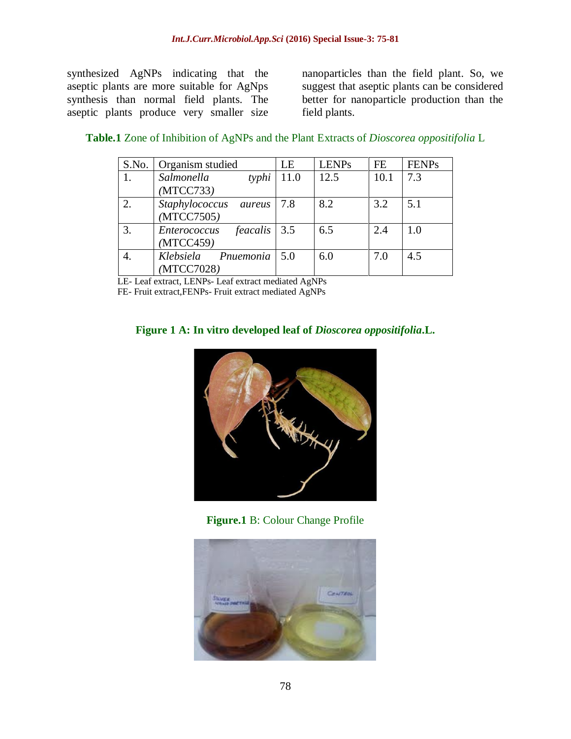synthesized AgNPs indicating that the aseptic plants are more suitable for AgNps synthesis than normal field plants. The aseptic plants produce very smaller size nanoparticles than the field plant. So, we suggest that aseptic plants can be considered better for nanoparticle production than the field plants.

**Table.1** Zone of Inhibition of AgNPs and the Plant Extracts of *Dioscorea oppositifolia* L

| S.No. | Organism studied | LE | LENPs | FE | FENPs |
|---|---|---|---|---|---|
| 1. | *Salmonella typhi* (MTCC733) | 11.0 | 12.5 | 10.1 | 7.3 |
| 2. | *Staphylococcus aureus* (MTCC7505) | 7.8 | 8.2 | 3.2 | 5.1 |
| 3. | *Enterococcus feacalis* (MTCC459) | 3.5 | 6.5 | 2.4 | 1.0 |
| 4. | *Klebsiela Pnuemonia* (MTCC7028) | 5.0 | 6.0 | 7.0 | 4.5 |

LE- Leaf extract, LENPs- Leaf extract mediated AgNPs
FE- Fruit extract,FENPs- Fruit extract mediated AgNPs

**Figure 1 A: In vitro developed leaf of *Dioscorea oppositifolia*.L.**

**Figure.1** B: Colour Change Profile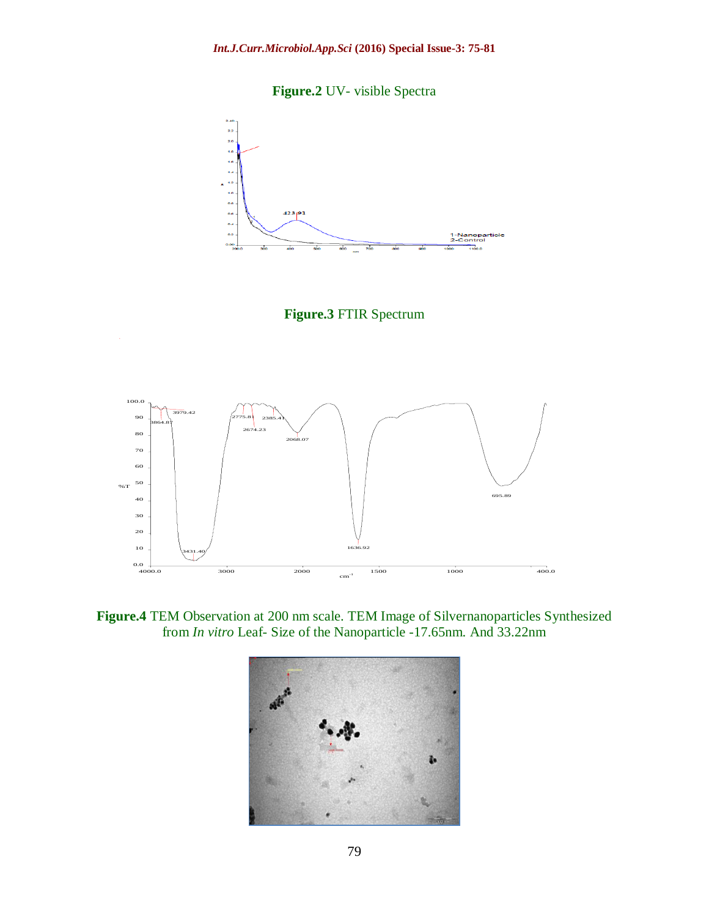**Figure.2** UV- visible Spectra

**Figure.3** FTIR Spectrum

**Figure.4** TEM Observation at 200 nm scale. TEM Image of Silvernanoparticles Synthesized from *In vitro* Leaf- Size of the Nanoparticle -17.65nm. And 33.22nm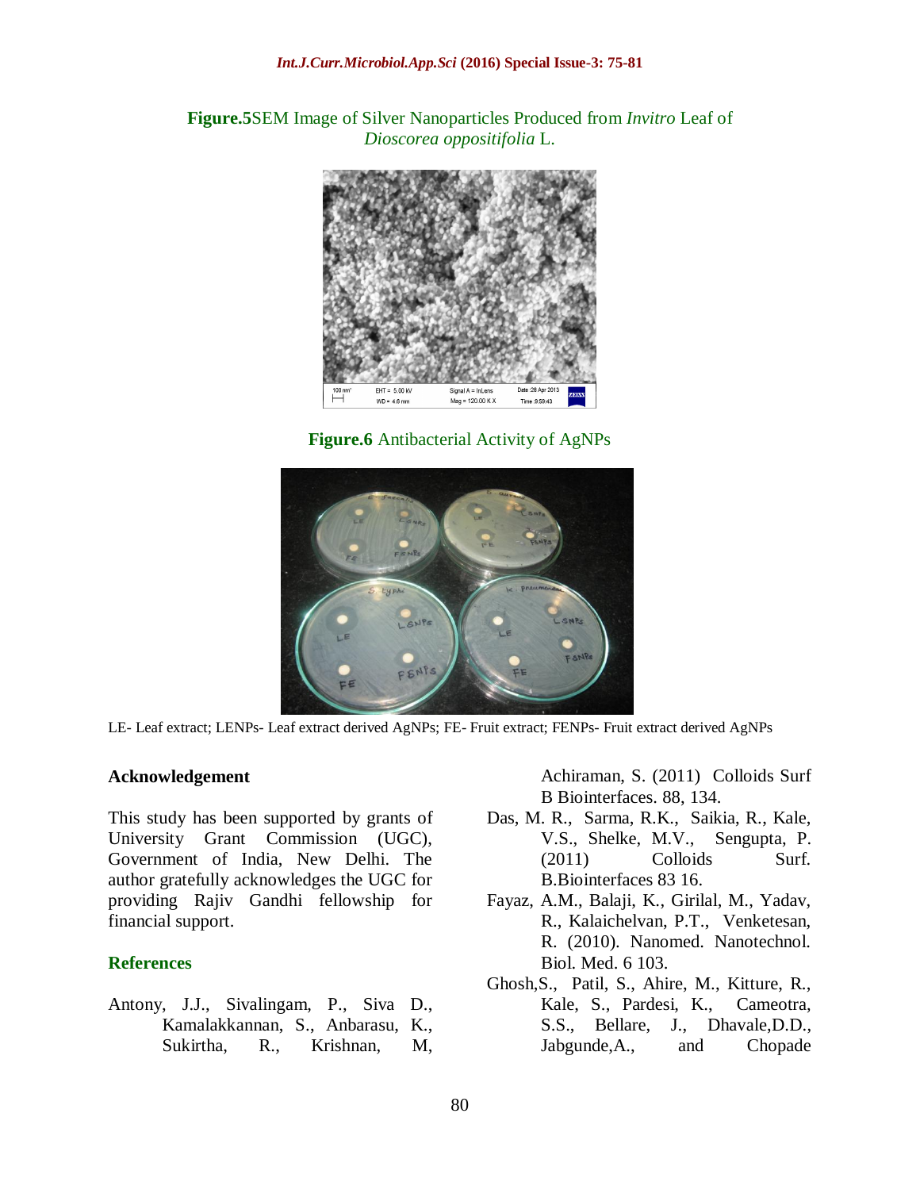**Figure.5** SEM Image of Silver Nanoparticles Produced from *Invitro* Leaf of *Dioscorea oppositifolia* L.

**Figure.6** Antibacterial Activity of AgNPs

LE- Leaf extract; LENPs- Leaf extract derived AgNPs; FE- Fruit extract; FENPs- Fruit extract derived AgNPs

### Acknowledgement

This study has been supported by grants of University Grant Commission (UGC), Government of India, New Delhi. The author gratefully acknowledges the UGC for providing Rajiv Gandhi fellowship for financial support.

### References

Antony, J.J., Sivalingam, P., Siva D., Kamalakkannan, S., Anbarasu, K., Sukirtha, R., Krishnan, M, Achiraman, S. (2011) Colloids Surf B Biointerfaces. 88, 134.

Das, M. R., Sarma, R.K., Saikia, R., Kale, V.S., Shelke, M.V., Sengupta, P. (2011) Colloids Surf. B.Biointerfaces 83 16.

Fayaz, A.M., Balaji, K., Girilal, M., Yadav, R., Kalaichelvan, P.T., Venketesan, R. (2010). Nanomed. Nanotechnol. Biol. Med. 6 103.

Ghosh,S., Patil, S., Ahire, M., Kitture, R., Kale, S., Pardesi, K., Cameotra, S.S., Bellare, J., Dhavale,D.D., Jabgunde,A., and Chopade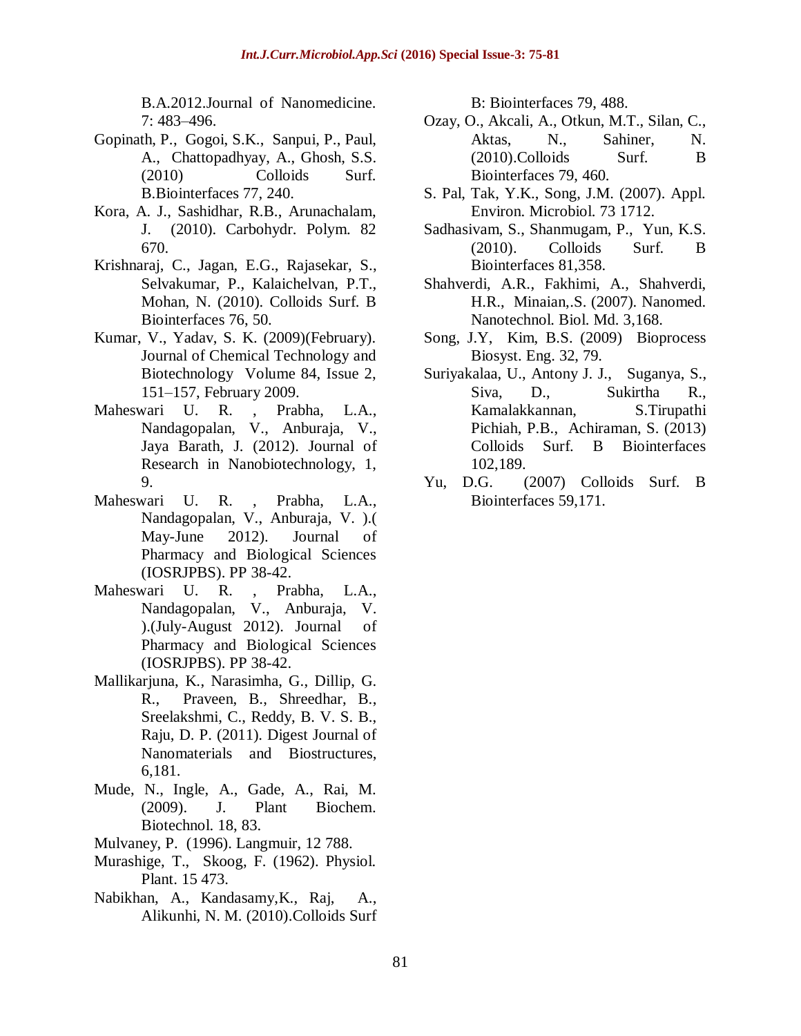B.A.2012.Journal of Nanomedicine. 7: 483–496.

Gopinath, P., Gogoi, S.K., Sanpui, P., Paul, A., Chattopadhyay, A., Ghosh, S.S. (2010) Colloids Surf. B.Biointerfaces 77, 240.

Kora, A. J., Sashidhar, R.B., Arunachalam, J. (2010). Carbohydr. Polym. 82 670.

Krishnaraj, C., Jagan, E.G., Rajasekar, S., Selvakumar, P., Kalaichelvan, P.T., Mohan, N. (2010). Colloids Surf. B Biointerfaces 76, 50.

Kumar, V., Yadav, S. K. (2009)(February). Journal of Chemical Technology and Biotechnology Volume 84, Issue 2, 151–157, February 2009.

Maheswari U. R. , Prabha, L.A., Nandagopalan, V., Anburaja, V., Jaya Barath, J. (2012). Journal of Research in Nanobiotechnology, 1, 9.

Maheswari U. R. , Prabha, L.A., Nandagopalan, V., Anburaja, V. ).( May-June 2012). Journal of Pharmacy and Biological Sciences (IOSRJPBS). PP 38-42.

Maheswari U. R. , Prabha, L.A., Nandagopalan, V., Anburaja, V. ).(July-August 2012). Journal of Pharmacy and Biological Sciences (IOSRJPBS). PP 38-42.

Mallikarjuna, K., Narasimha, G., Dillip, G. R., Praveen, B., Shreedhar, B., Sreelakshmi, C., Reddy, B. V. S. B., Raju, D. P. (2011). Digest Journal of Nanomaterials and Biostructures, 6,181.

Mude, N., Ingle, A., Gade, A., Rai, M. (2009). J. Plant Biochem. Biotechnol. 18, 83.

Mulvaney, P. (1996). Langmuir, 12 788.

Murashige, T., Skoog, F. (1962). Physiol. Plant. 15 473.

Nabikhan, A., Kandasamy,K., Raj, A., Alikunhi, N. M. (2010).Colloids Surf B: Biointerfaces 79, 488.

Ozay, O., Akcali, A., Otkun, M.T., Silan, C., Aktas, N., Sahiner, N. (2010).Colloids Surf. B Biointerfaces 79, 460.

S. Pal, Tak, Y.K., Song, J.M. (2007). Appl. Environ. Microbiol. 73 1712.

Sadhasivam, S., Shanmugam, P., Yun, K.S. (2010). Colloids Surf. B Biointerfaces 81,358.

Shahverdi, A.R., Fakhimi, A., Shahverdi, H.R., Minaian,.S. (2007). Nanomed. Nanotechnol. Biol. Md. 3,168.

Song, J.Y, Kim, B.S. (2009) Bioprocess Biosyst. Eng. 32, 79.

Suriyakalaa, U., Antony J. J., Suganya, S., Siva, D., Sukirtha R., Kamalakkannan, S.Tirupathi Pichiah, P.B., Achiraman, S. (2013) Colloids Surf. B Biointerfaces 102,189.

Yu, D.G. (2007) Colloids Surf. B Biointerfaces 59,171.